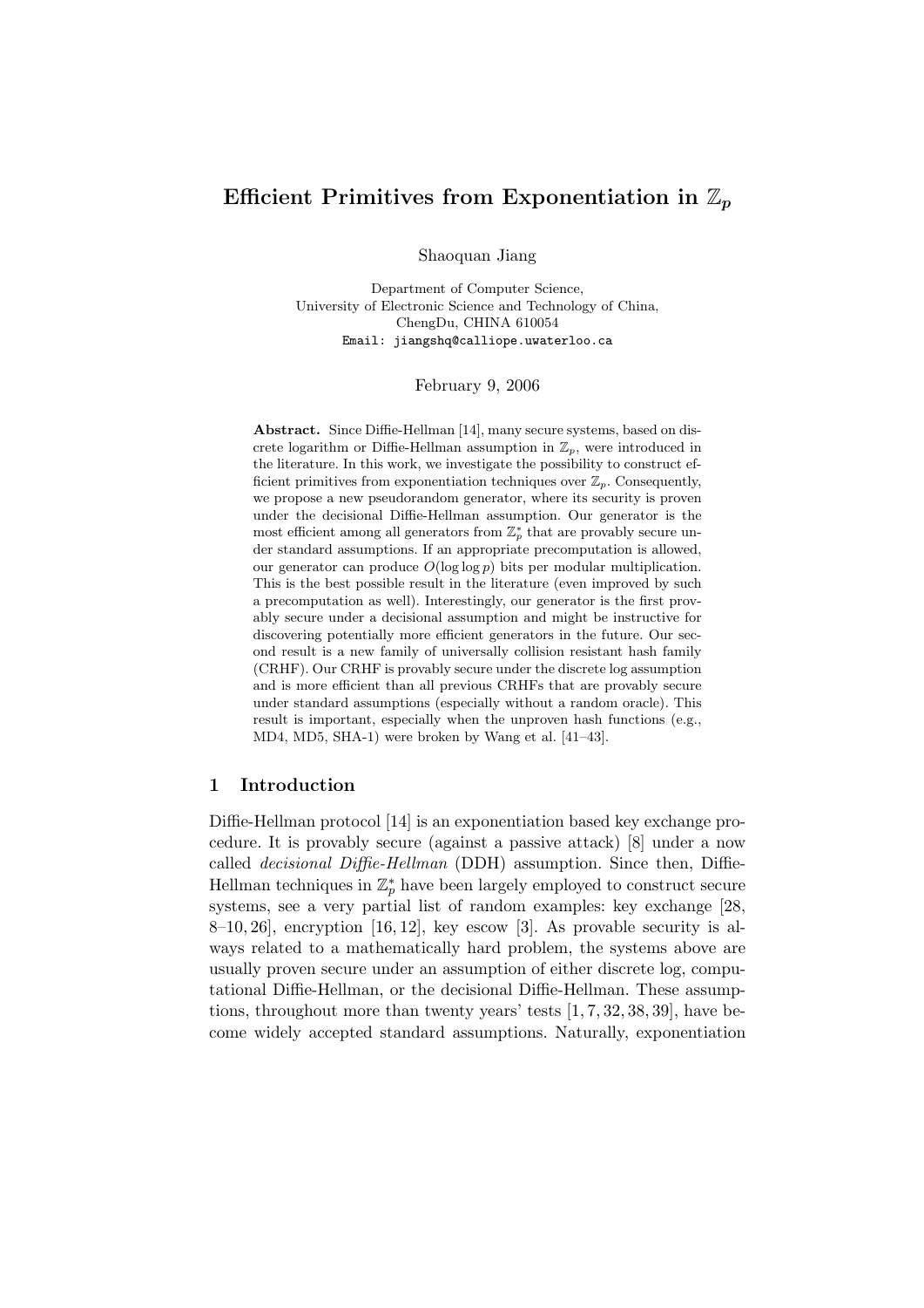# Efficient Primitives from Exponentiation in $\mathbb{Z}_p$

Shaoquan Jiang

Department of Computer Science,
University of Electronic Science and Technology of China,
ChengDu, CHINA 610054
Email: jiangshq@calliope.uwaterloo.ca

February 9, 2006

**Abstract.** Since Diffie-Hellman [14], many secure systems, based on discrete logarithm or Diffie-Hellman assumption in $\mathbb{Z}_p$, were introduced in the literature. In this work, we investigate the possibility to construct efficient primitives from exponentiation techniques over $\mathbb{Z}_p$. Consequently, we propose a new pseudorandom generator, where its security is proven under the decisional Diffie-Hellman assumption. Our generator is the most efficient among all generators from $\mathbb{Z}_p^*$ that are provably secure under standard assumptions. If an appropriate precomputation is allowed, our generator can produce $O(\log\log p)$ bits per modular multiplication. This is the best possible result in the literature (even improved by such a precomputation as well). Interestingly, our generator is the first provably secure under a decisional assumption and might be instructive for discovering potentially more efficient generators in the future. Our second result is a new family of universally collision resistant hash family (CRHF). Our CRHF is provably secure under the discrete log assumption and is more efficient than all previous CRHFs that are provably secure under standard assumptions (especially without a random oracle). This result is important, especially when the unproven hash functions (e.g., MD4, MD5, SHA-1) were broken by Wang et al. [41–43].

## 1 Introduction

Diffie-Hellman protocol [14] is an exponentiation based key exchange procedure. It is provably secure (against a passive attack) [8] under a now called *decisional Diffie-Hellman* (DDH) assumption. Since then, Diffie-Hellman techniques in $\mathbb{Z}_p^*$ have been largely employed to construct secure systems, see a very partial list of random examples: key exchange [28, 8–10, 26], encryption [16, 12], key escow [3]. As provable security is always related to a mathematically hard problem, the systems above are usually proven secure under an assumption of either discrete log, computational Diffie-Hellman, or the decisional Diffie-Hellman. These assumptions, throughout more than twenty years' tests [1, 7, 32, 38, 39], have become widely accepted standard assumptions. Naturally, exponentiation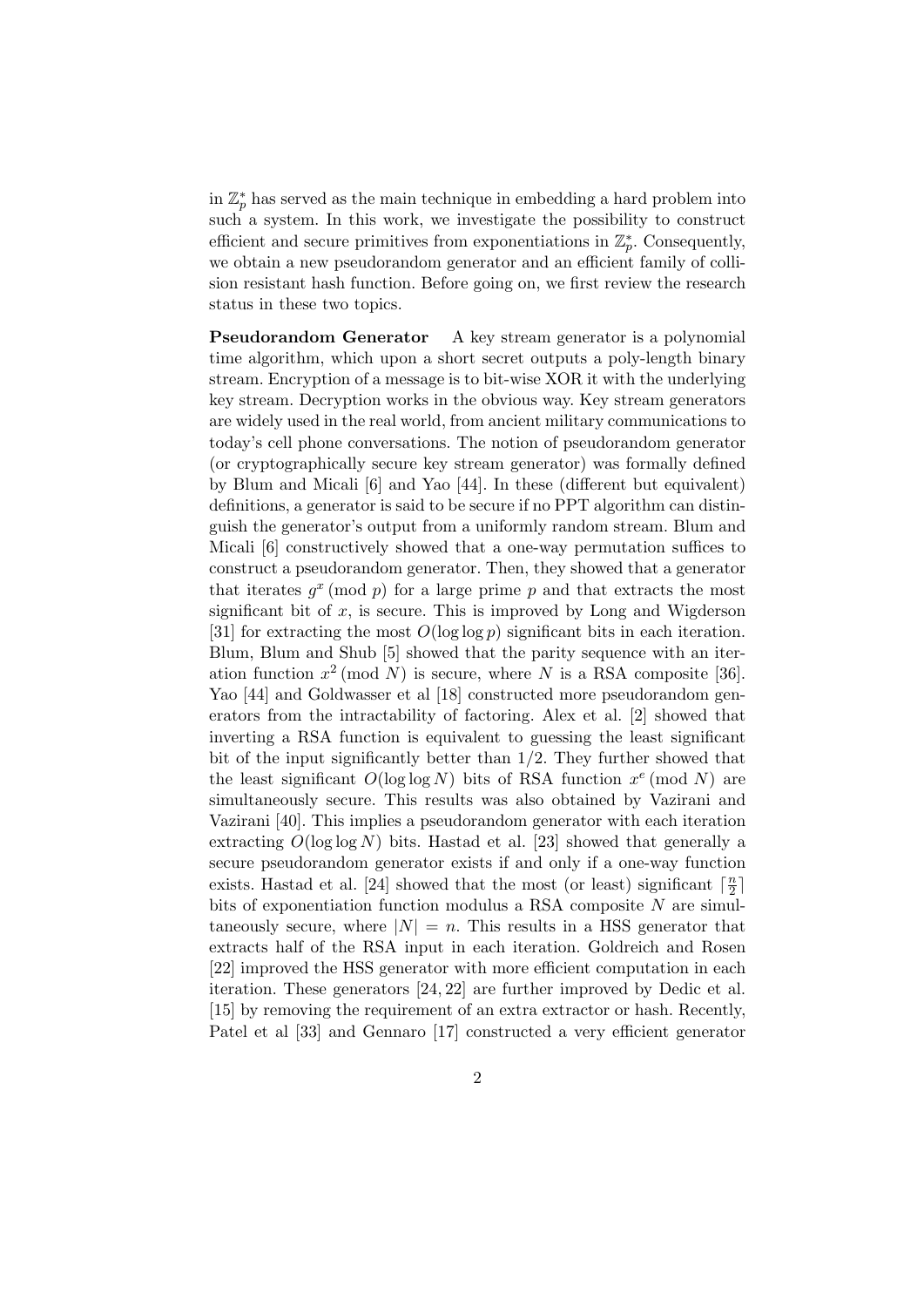in $\mathbb{Z}_p^*$ has served as the main technique in embedding a hard problem into such a system. In this work, we investigate the possibility to construct efficient and secure primitives from exponentiations in $\mathbb{Z}_p^*$. Consequently, we obtain a new pseudorandom generator and an efficient family of collision resistant hash function. Before going on, we first review the research status in these two topics.

**Pseudorandom Generator** A key stream generator is a polynomial time algorithm, which upon a short secret outputs a poly-length binary stream. Encryption of a message is to bit-wise XOR it with the underlying key stream. Decryption works in the obvious way. Key stream generators are widely used in the real world, from ancient military communications to today's cell phone conversations. The notion of pseudorandom generator (or cryptographically secure key stream generator) was formally defined by Blum and Micali [6] and Yao [44]. In these (different but equivalent) definitions, a generator is said to be secure if no PPT algorithm can distinguish the generator's output from a uniformly random stream. Blum and Micali [6] constructively showed that a one-way permutation suffices to construct a pseudorandom generator. Then, they showed that a generator that iterates $g^x \pmod{p}$ for a large prime $p$ and that extracts the most significant bit of $x$, is secure. This is improved by Long and Wigderson [31] for extracting the most $O(\log\log p)$ significant bits in each iteration. Blum, Blum and Shub [5] showed that the parity sequence with an iteration function $x^2 \pmod{N}$ is secure, where $N$ is a RSA composite [36]. Yao [44] and Goldwasser et al [18] constructed more pseudorandom generators from the intractability of factoring. Alex et al. [2] showed that inverting a RSA function is equivalent to guessing the least significant bit of the input significantly better than $1/2$. They further showed that the least significant $O(\log\log N)$ bits of RSA function $x^e \pmod{N}$ are simultaneously secure. This results was also obtained by Vazirani and Vazirani [40]. This implies a pseudorandom generator with each iteration extracting $O(\log\log N)$ bits. Hastad et al. [23] showed that generally a secure pseudorandom generator exists if and only if a one-way function exists. Hastad et al. [24] showed that the most (or least) significant $\lceil \frac{n}{2} \rceil$ bits of exponentiation function modulus a RSA composite $N$ are simultaneously secure, where $|N| = n$. This results in a HSS generator that extracts half of the RSA input in each iteration. Goldreich and Rosen [22] improved the HSS generator with more efficient computation in each iteration. These generators [24, 22] are further improved by Dedic et al. [15] by removing the requirement of an extra extractor or hash. Recently, Patel et al [33] and Gennaro [17] constructed a very efficient generator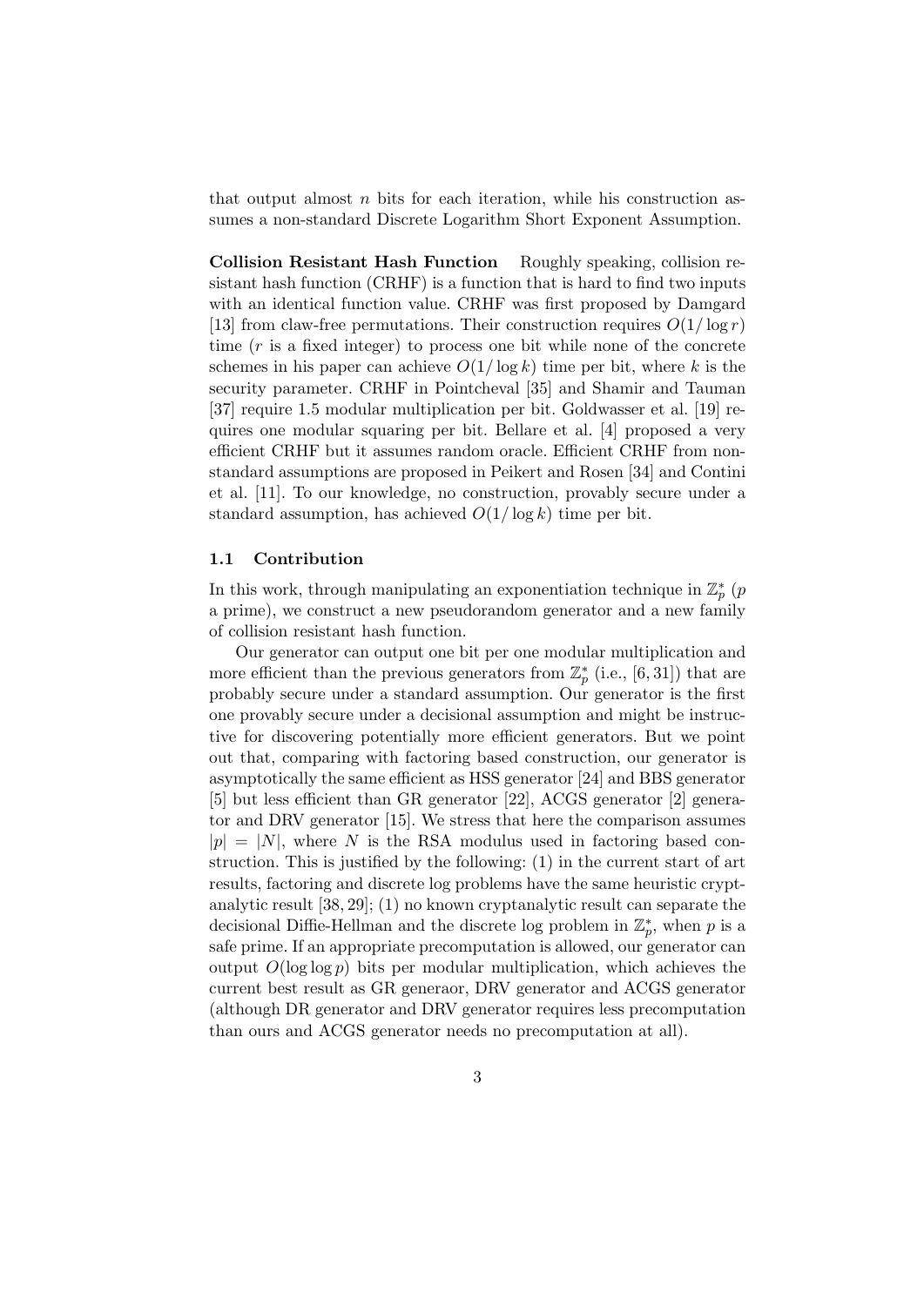that output almost $n$ bits for each iteration, while his construction assumes a non-standard Discrete Logarithm Short Exponent Assumption.

**Collision Resistant Hash Function** Roughly speaking, collision resistant hash function (CRHF) is a function that is hard to find two inputs with an identical function value. CRHF was first proposed by Damgard [13] from claw-free permutations. Their construction requires $O(1/\log r)$ time ($r$ is a fixed integer) to process one bit while none of the concrete schemes in his paper can achieve $O(1/\log k)$ time per bit, where $k$ is the security parameter. CRHF in Pointcheval [35] and Shamir and Tauman [37] require 1.5 modular multiplication per bit. Goldwasser et al. [19] requires one modular squaring per bit. Bellare et al. [4] proposed a very efficient CRHF but it assumes random oracle. Efficient CRHF from non-standard assumptions are proposed in Peikert and Rosen [34] and Contini et al. [11]. To our knowledge, no construction, provably secure under a standard assumption, has achieved $O(1/\log k)$ time per bit.

### 1.1 Contribution

In this work, through manipulating an exponentiation technique in $\mathbb{Z}_p^*$ ($p$ a prime), we construct a new pseudorandom generator and a new family of collision resistant hash function.

Our generator can output one bit per one modular multiplication and more efficient than the previous generators from $\mathbb{Z}_p^*$ (i.e., [6, 31]) that are probably secure under a standard assumption. Our generator is the first one provably secure under a decisional assumption and might be instructive for discovering potentially more efficient generators. But we point out that, comparing with factoring based construction, our generator is asymptotically the same efficient as HSS generator [24] and BBS generator [5] but less efficient than GR generator [22], ACGS generator [2] generator and DRV generator [15]. We stress that here the comparison assumes $|p| = |N|$, where $N$ is the RSA modulus used in factoring based construction. This is justified by the following: (1) in the current start of art results, factoring and discrete log problems have the same heuristic cryptanalytic result [38, 29]; (1) no known cryptanalytic result can separate the decisional Diffie-Hellman and the discrete log problem in $\mathbb{Z}_p^*$, when $p$ is a safe prime. If an appropriate precomputation is allowed, our generator can output $O(\log \log p)$ bits per modular multiplication, which achieves the current best result as GR generaor, DRV generator and ACGS generator (although DR generator and DRV generator requires less precomputation than ours and ACGS generator needs no precomputation at all).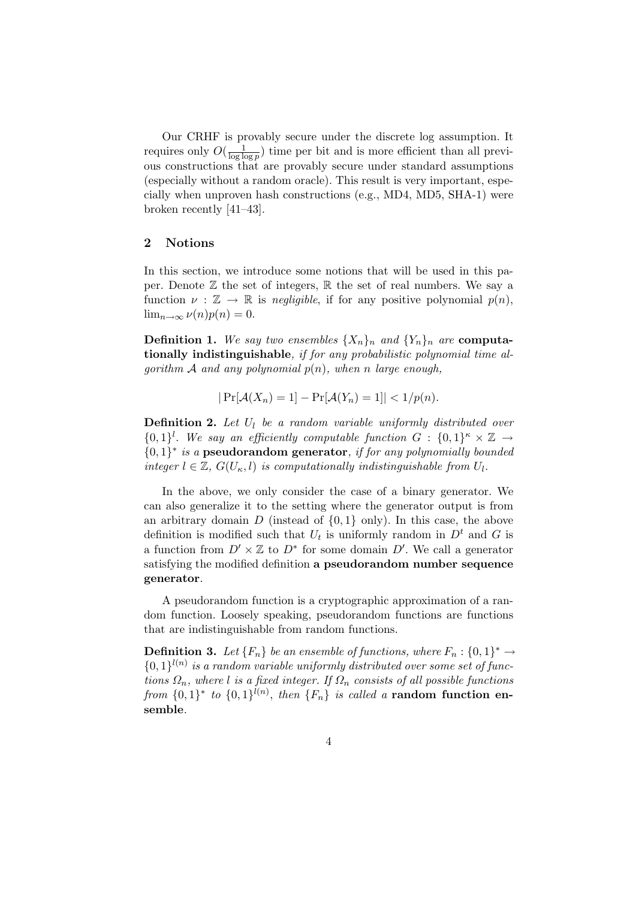Our CRHF is provably secure under the discrete log assumption. It requires only $O(\frac{1}{\log \log p})$ time per bit and is more efficient than all previous constructions that are provably secure under standard assumptions (especially without a random oracle). This result is very important, especially when unproven hash constructions (e.g., MD4, MD5, SHA-1) were broken recently [41–43].

## 2 Notions

In this section, we introduce some notions that will be used in this paper. Denote $\mathbb{Z}$ the set of integers, $\mathbb{R}$ the set of real numbers. We say a function $\nu : \mathbb{Z} \to \mathbb{R}$ is *negligible*, if for any positive polynomial $p(n)$, $\lim_{n\to\infty} \nu(n)p(n) = 0$.

**Definition 1.** *We say two ensembles $\{X_n\}_n$ and $\{Y_n\}_n$ are* **computationally indistinguishable***, if for any probabilistic polynomial time algorithm $\mathcal{A}$ and any polynomial $p(n)$, when $n$ large enough,*

$$|\Pr[\mathcal{A}(X_n) = 1] - \Pr[\mathcal{A}(Y_n) = 1]| < 1/p(n).$$

**Definition 2.** *Let $U_l$ be a random variable uniformly distributed over $\{0,1\}^l$. We say an efficiently computable function $G : \{0,1\}^\kappa \times \mathbb{Z} \to \{0,1\}^*$ is a* **pseudorandom generator***, if for any polynomially bounded integer $l \in \mathbb{Z}$, $G(U_\kappa, l)$ is computationally indistinguishable from $U_l$.*

In the above, we only consider the case of a binary generator. We can also generalize it to the setting where the generator output is from an arbitrary domain $D$ (instead of $\{0,1\}$ only). In this case, the above definition is modified such that $U_t$ is uniformly random in $D^t$ and $G$ is a function from $D' \times \mathbb{Z}$ to $D^*$ for some domain $D'$. We call a generator satisfying the modified definition **a pseudorandom number sequence generator**.

A pseudorandom function is a cryptographic approximation of a random function. Loosely speaking, pseudorandom functions are functions that are indistinguishable from random functions.

**Definition 3.** *Let $\{F_n\}$ be an ensemble of functions, where $F_n : \{0,1\}^* \to \{0,1\}^{l(n)}$ is a random variable uniformly distributed over some set of functions $\Omega_n$, where $l$ is a fixed integer. If $\Omega_n$ consists of all possible functions from $\{0,1\}^*$ to $\{0,1\}^{l(n)}$, then $\{F_n\}$ is called a* **random function ensemble**.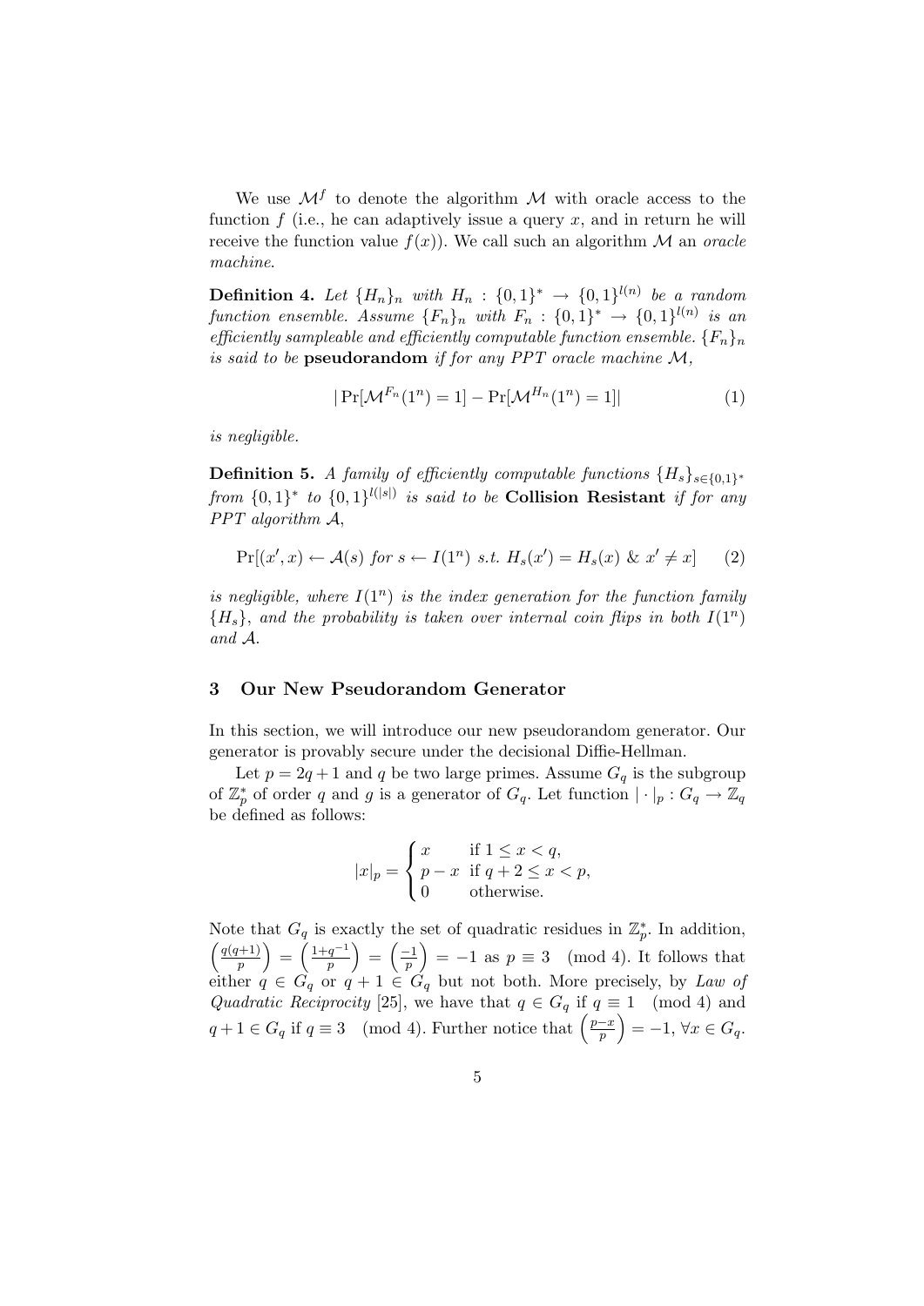We use $\mathcal{M}^f$ to denote the algorithm $\mathcal{M}$ with oracle access to the function $f$ (i.e., he can adaptively issue a query $x$, and in return he will receive the function value $f(x)$). We call such an algorithm $\mathcal{M}$ an *oracle machine*.

**Definition 4.** *Let $\{H_n\}_n$ with $H_n : \{0,1\}^* \to \{0,1\}^{l(n)}$ be a random function ensemble. Assume $\{F_n\}_n$ with $F_n : \{0,1\}^* \to \{0,1\}^{l(n)}$ is an efficiently sampleable and efficiently computable function ensemble. $\{F_n\}_n$ is said to be* **pseudorandom** *if for any PPT oracle machine $\mathcal{M}$,*

$$|\Pr[\mathcal{M}^{F_n}(1^n) = 1] - \Pr[\mathcal{M}^{H_n}(1^n) = 1]| \tag{1}$$

*is negligible.*

**Definition 5.** *A family of efficiently computable functions $\{H_s\}_{s\in\{0,1\}^*}$ from $\{0,1\}^*$ to $\{0,1\}^{l(|s|)}$ is said to be* **Collision Resistant** *if for any PPT algorithm $\mathcal{A}$,*

$$\Pr[(x', x) \leftarrow \mathcal{A}(s) \text{ for } s \leftarrow I(1^n) \text{ s.t. } H_s(x') = H_s(x) \ \& \ x' \neq x] \tag{2}$$

*is negligible, where $I(1^n)$ is the index generation for the function family $\{H_s\}$, and the probability is taken over internal coin flips in both $I(1^n)$ and $\mathcal{A}$.*

## 3 Our New Pseudorandom Generator

In this section, we will introduce our new pseudorandom generator. Our generator is provably secure under the decisional Diffie-Hellman.

Let $p = 2q + 1$ and $q$ be two large primes. Assume $G_q$ is the subgroup of $\mathbb{Z}_p^*$ of order $q$ and $g$ is a generator of $G_q$. Let function $|\cdot|_p : G_q \to \mathbb{Z}_q$ be defined as follows:

$$|x|_p = \begin{cases} x & \text{if } 1 \leq x < q, \\ p - x & \text{if } q + 2 \leq x < p, \\ 0 & \text{otherwise.} \end{cases}$$

Note that $G_q$ is exactly the set of quadratic residues in $\mathbb{Z}_p^*$. In addition, $\left(\frac{q(q+1)}{p}\right) = \left(\frac{1+q^{-1}}{p}\right) = \left(\frac{-1}{p}\right) = -1$ as $p \equiv 3 \pmod 4$. It follows that either $q \in G_q$ or $q + 1 \in G_q$ but not both. More precisely, by *Law of Quadratic Reciprocity* [25], we have that $q \in G_q$ if $q \equiv 1 \pmod 4$ and $q + 1 \in G_q$ if $q \equiv 3 \pmod 4$. Further notice that $\left(\frac{p-x}{p}\right) = -1$, $\forall x \in G_q$.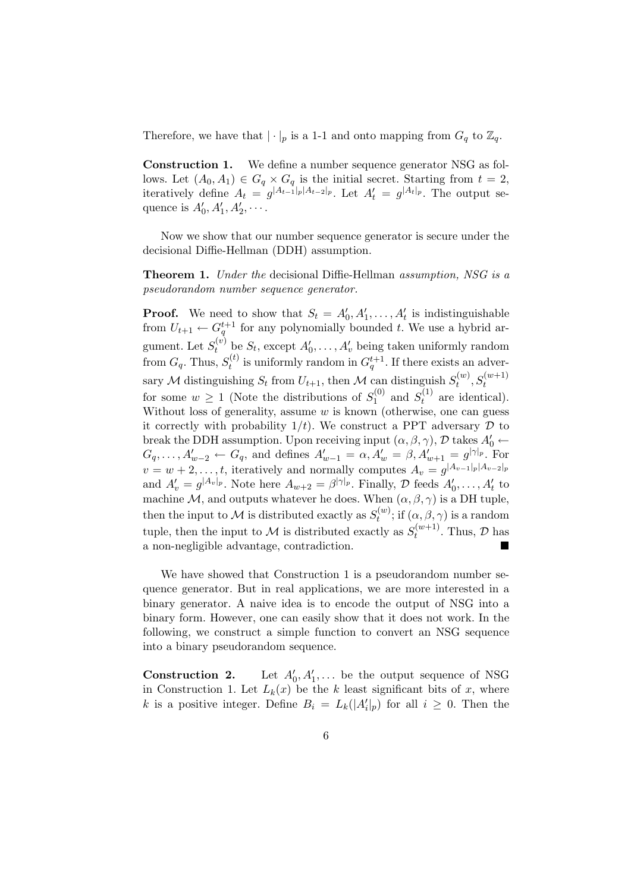Therefore, we have that $|\cdot|_p$ is a 1-1 and onto mapping from $G_q$ to $\mathbb{Z}_q$.

**Construction 1.** We define a number sequence generator NSG as follows. Let $(A_0, A_1) \in G_q \times G_q$ is the initial secret. Starting from $t = 2$, iteratively define $A_t = g^{|A_{t-1}|_p |A_{t-2}|_p}$. Let $A'_t = g^{|A_t|_p}$. The output sequence is $A'_0, A'_1, A'_2, \cdots$.

Now we show that our number sequence generator is secure under the decisional Diffie-Hellman (DDH) assumption.

**Theorem 1.** *Under the* decisional Diffie-Hellman *assumption, NSG is a pseudorandom number sequence generator.*

**Proof.** We need to show that $S_t = A'_0, A'_1, \ldots, A'_t$ is indistinguishable from $U_{t+1} \leftarrow G_q^{t+1}$ for any polynomially bounded $t$. We use a hybrid argument. Let $S_t^{(v)}$ be $S_t$, except $A'_0, \ldots, A'_v$ being taken uniformly random from $G_q$. Thus, $S_t^{(t)}$ is uniformly random in $G_q^{t+1}$. If there exists an adversary $\mathcal{M}$ distinguishing $S_t$ from $U_{t+1}$, then $\mathcal{M}$ can distinguish $S_t^{(w)}, S_t^{(w+1)}$ for some $w \geq 1$ (Note the distributions of $S_1^{(0)}$ and $S_t^{(1)}$ are identical). Without loss of generality, assume $w$ is known (otherwise, one can guess it correctly with probability $1/t$). We construct a PPT adversary $\mathcal{D}$ to break the DDH assumption. Upon receiving input $(\alpha, \beta, \gamma)$, $\mathcal{D}$ takes $A'_0 \leftarrow G_q, \ldots, A'_{w-2} \leftarrow G_q$, and defines $A'_{w-1} = \alpha, A'_w = \beta, A'_{w+1} = g^{|\gamma|_p}$. For $v = w+2, \ldots, t$, iteratively and normally computes $A_v = g^{|A_{v-1}|_p |A_{v-2}|_p}$ and $A'_v = g^{|A_v|_p}$. Note here $A_{w+2} = \beta^{|\gamma|_p}$. Finally, $\mathcal{D}$ feeds $A'_0, \ldots, A'_t$ to machine $\mathcal{M}$, and outputs whatever he does. When $(\alpha, \beta, \gamma)$ is a DH tuple, then the input to $\mathcal{M}$ is distributed exactly as $S_t^{(w)}$; if $(\alpha, \beta, \gamma)$ is a random tuple, then the input to $\mathcal{M}$ is distributed exactly as $S_t^{(w+1)}$. Thus, $\mathcal{D}$ has a non-negligible advantage, contradiction. ■

We have showed that Construction 1 is a pseudorandom number sequence generator. But in real applications, we are more interested in a binary generator. A naive idea is to encode the output of NSG into a binary form. However, one can easily show that it does not work. In the following, we construct a simple function to convert an NSG sequence into a binary pseudorandom sequence.

**Construction 2.** Let $A'_0, A'_1, \ldots$ be the output sequence of NSG in Construction 1. Let $L_k(x)$ be the $k$ least significant bits of $x$, where $k$ is a positive integer. Define $B_i = L_k(|A'_i|_p)$ for all $i \geq 0$. Then the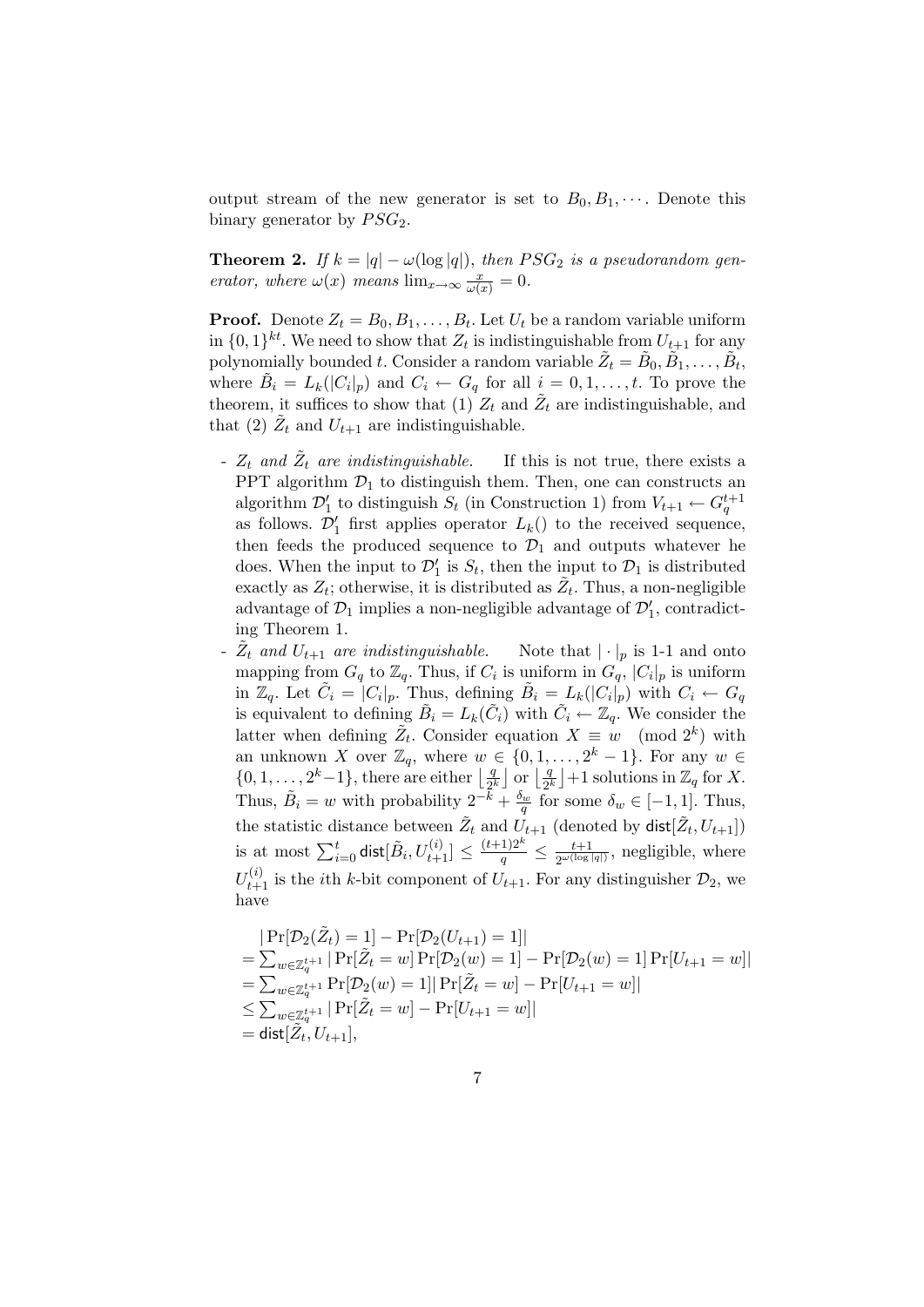output stream of the new generator is set to $B_0, B_1, \cdots$. Denote this binary generator by $PSG_2$.

**Theorem 2.** *If $k = |q| - \omega(\log |q|)$, then $PSG_2$ is a pseudorandom generator, where $\omega(x)$ means $\lim_{x\to\infty} \frac{x}{\omega(x)} = 0$.*

**Proof.** Denote $Z_t = B_0, B_1, \ldots, B_t$. Let $U_t$ be a random variable uniform in $\{0,1\}^{kt}$. We need to show that $Z_t$ is indistinguishable from $U_{t+1}$ for any polynomially bounded $t$. Consider a random variable $\tilde{Z}_t = \tilde{B}_0, \tilde{B}_1, \ldots, \tilde{B}_t$, where $\tilde{B}_i = L_k(|C_i|_p)$ and $C_i \leftarrow G_q$ for all $i = 0, 1, \ldots, t$. To prove the theorem, it suffices to show that (1) $Z_t$ and $\tilde{Z}_t$ are indistinguishable, and that (2) $\tilde{Z}_t$ and $U_{t+1}$ are indistinguishable.

- *$Z_t$ and $\tilde{Z}_t$ are indistinguishable.* If this is not true, there exists a PPT algorithm $\mathcal{D}_1$ to distinguish them. Then, one can constructs an algorithm $\mathcal{D}_1'$ to distinguish $S_t$ (in Construction 1) from $V_{t+1} \leftarrow G_q^{t+1}$ as follows. $\mathcal{D}_1'$ first applies operator $L_k()$ to the received sequence, then feeds the produced sequence to $\mathcal{D}_1$ and outputs whatever he does. When the input to $\mathcal{D}_1'$ is $S_t$, then the input to $\mathcal{D}_1$ is distributed exactly as $Z_t$; otherwise, it is distributed as $\tilde{Z}_t$. Thus, a non-negligible advantage of $\mathcal{D}_1$ implies a non-negligible advantage of $\mathcal{D}_1'$, contradicting Theorem 1.
- *$\tilde{Z}_t$ and $U_{t+1}$ are indistinguishable.* Note that $|\cdot|_p$ is 1-1 and onto mapping from $G_q$ to $\mathbb{Z}_q$. Thus, if $C_i$ is uniform in $G_q$, $|C_i|_p$ is uniform in $\mathbb{Z}_q$. Let $\tilde{C}_i = |C_i|_p$. Thus, defining $\tilde{B}_i = L_k(|C_i|_p)$ with $C_i \leftarrow G_q$ is equivalent to defining $\tilde{B}_i = L_k(\tilde{C}_i)$ with $\tilde{C}_i \leftarrow \mathbb{Z}_q$. We consider the latter when defining $\tilde{Z}_t$. Consider equation $X \equiv w \pmod{2^k}$ with an unknown $X$ over $\mathbb{Z}_q$, where $w \in \{0, 1, \ldots, 2^k - 1\}$. For any $w \in \{0, 1, \ldots, 2^k - 1\}$, there are either $\lfloor \frac{q}{2^k} \rfloor$ or $\lfloor \frac{q}{2^k} \rfloor + 1$ solutions in $\mathbb{Z}_q$ for $X$. Thus, $\tilde{B}_i = w$ with probability $2^{-k} + \frac{\delta_w}{q}$ for some $\delta_w \in [-1, 1]$. Thus, the statistic distance between $\tilde{Z}_t$ and $U_{t+1}$ (denoted by $\mathsf{dist}[\tilde{Z}_t, U_{t+1}]$) is at most $\sum_{i=0}^{t} \mathsf{dist}[\tilde{B}_i, U_{t+1}^{(i)}] \leq \frac{(t+1)2^k}{q} \leq \frac{t+1}{2^{\omega(\log |q|)}}$, negligible, where $U_{t+1}^{(i)}$ is the $i$th $k$-bit component of $U_{t+1}$. For any distinguisher $\mathcal{D}_2$, we have

$$
\begin{aligned}
&|\Pr[\mathcal{D}_2(\tilde{Z}_t) = 1] - \Pr[\mathcal{D}_2(U_{t+1}) = 1]| \\
&= \textstyle\sum_{w \in \mathbb{Z}_q^{t+1}} |\Pr[\tilde{Z}_t = w]\Pr[\mathcal{D}_2(w) = 1] - \Pr[\mathcal{D}_2(w) = 1]\Pr[U_{t+1} = w]| \\
&= \textstyle\sum_{w \in \mathbb{Z}_q^{t+1}} \Pr[\mathcal{D}_2(w) = 1]|\Pr[\tilde{Z}_t = w] - \Pr[U_{t+1} = w]| \\
&\leq \textstyle\sum_{w \in \mathbb{Z}_q^{t+1}} |\Pr[\tilde{Z}_t = w] - \Pr[U_{t+1} = w]| \\
&= \mathsf{dist}[\tilde{Z}_t, U_{t+1}],
\end{aligned}
$$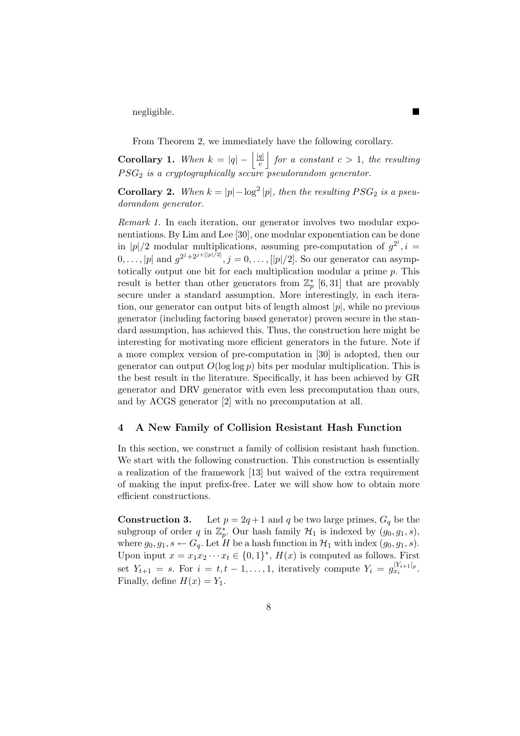negligible. ∎

From Theorem 2, we immediately have the following corollary.

**Corollary 1.** *When $k = |q| - \left\lfloor \frac{|q|}{c} \right\rfloor$ for a constant $c > 1$, the resulting $PSG_2$ is a cryptographically secure pseudorandom generator.*

**Corollary 2.** *When $k = |p| - \log^2 |p|$, then the resulting $PSG_2$ is a pseudorandom generator.*

*Remark 1.* In each iteration, our generator involves two modular exponentiations. By Lim and Lee [30], one modular exponentiation can be done in $|p|/2$ modular multiplications, assuming pre-computation of $g^{2^i}, i = 0, \ldots, |p|$ and $g^{2^j + 2^{j+[|p|/2]}}, j = 0, \ldots, [|p|/2]$. So our generator can asymptotically output one bit for each multiplication modular a prime $p$. This result is better than other generators from $\mathbb{Z}_p^*$ [6, 31] that are provably secure under a standard assumption. More interestingly, in each iteration, our generator can output bits of length almost $|p|$, while no previous generator (including factoring based generator) proven secure in the standard assumption, has achieved this. Thus, the construction here might be interesting for motivating more efficient generators in the future. Note if a more complex version of pre-computation in [30] is adopted, then our generator can output $O(\log \log p)$ bits per modular multiplication. This is the best result in the literature. Specifically, it has been achieved by GR generator and DRV generator with even less precomputation than ours, and by ACGS generator [2] with no precomputation at all.

## 4 A New Family of Collision Resistant Hash Function

In this section, we construct a family of collision resistant hash function. We start with the following construction. This construction is essentially a realization of the framework [13] but waived of the extra requirement of making the input prefix-free. Later we will show how to obtain more efficient constructions.

**Construction 3.** Let $p = 2q + 1$ and $q$ be two large primes, $G_q$ be the subgroup of order $q$ in $\mathbb{Z}_p^*$. Our hash family $\mathcal{H}_1$ is indexed by $(g_0, g_1, s)$, where $g_0, g_1, s \leftarrow G_q$. Let $H$ be a hash function in $\mathcal{H}_1$ with index $(g_0, g_1, s)$. Upon input $x = x_1 x_2 \cdots x_t \in \{0, 1\}^*$, $H(x)$ is computed as follows. First set $Y_{t+1} = s$. For $i = t, t-1, \ldots, 1$, iteratively compute $Y_i = g_{x_i}^{|Y_{i+1}|_p}$. Finally, define $H(x) = Y_1$.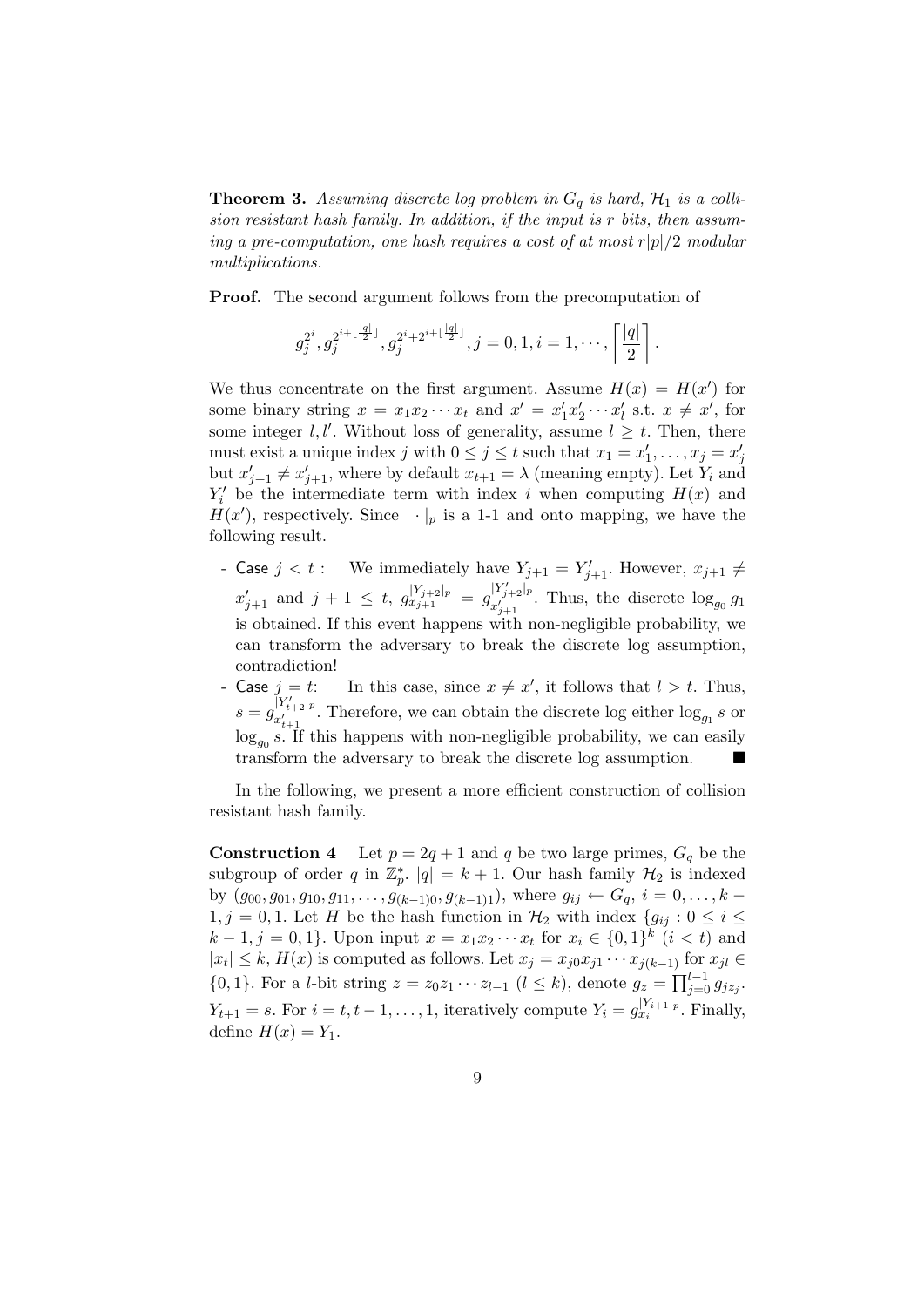**Theorem 3.** *Assuming discrete log problem in $G_q$ is hard, $\mathcal{H}_1$ is a collision resistant hash family. In addition, if the input is $r$ bits, then assuming a pre-computation, one hash requires a cost of at most $r|p|/2$ modular multiplications.*

**Proof.** The second argument follows from the precomputation of

$$g_j^{2^i}, g_j^{2^{i+\lfloor \frac{|q|}{2} \rfloor}}, g_j^{2^i+2^{i+\lfloor \frac{|q|}{2} \rfloor}}, j = 0, 1, i = 1, \cdots, \left\lceil \frac{|q|}{2} \right\rceil.$$

We thus concentrate on the first argument. Assume $H(x) = H(x')$ for some binary string $x = x_1 x_2 \cdots x_t$ and $x' = x'_1 x'_2 \cdots x'_l$ s.t. $x \neq x'$, for some integer $l, l'$. Without loss of generality, assume $l \geq t$. Then, there must exist a unique index $j$ with $0 \leq j \leq t$ such that $x_1 = x'_1, \ldots, x_j = x'_j$ but $x'_{j+1} \neq x'_{j+1}$, where by default $x_{t+1} = \lambda$ (meaning empty). Let $Y_i$ and $Y'_i$ be the intermediate term with index $i$ when computing $H(x)$ and $H(x')$, respectively. Since $|\cdot|_p$ is a 1-1 and onto mapping, we have the following result.

- Case $j < t$ : We immediately have $Y_{j+1} = Y'_{j+1}$. However, $x_{j+1} \neq x'_{j+1}$ and $j + 1 \leq t$, $g_{x_{j+1}}^{|Y_{j+2}|_p} = g_{x'_{j+1}}^{|Y'_{j+2}|_p}$. Thus, the discrete $\log_{g_0} g_1$ is obtained. If this event happens with non-negligible probability, we can transform the adversary to break the discrete log assumption, contradiction!
- Case $j = t$: In this case, since $x \neq x'$, it follows that $l > t$. Thus, $s = g_{x'_{t+1}}^{|Y'_{t+2}|_p}$. Therefore, we can obtain the discrete log either $\log_{g_1} s$ or $\log_{g_0} s$. If this happens with non-negligible probability, we can easily transform the adversary to break the discrete log assumption. ■

In the following, we present a more efficient construction of collision resistant hash family.

**Construction 4** Let $p = 2q + 1$ and $q$ be two large primes, $G_q$ be the subgroup of order $q$ in $\mathbb{Z}_p^*$. $|q| = k + 1$. Our hash family $\mathcal{H}_2$ is indexed by $(g_{00}, g_{01}, g_{10}, g_{11}, \ldots, g_{(k-1)0}, g_{(k-1)1})$, where $g_{ij} \leftarrow G_q$, $i = 0, \ldots, k - 1, j = 0, 1$. Let $H$ be the hash function in $\mathcal{H}_2$ with index $\{g_{ij} : 0 \leq i \leq k - 1, j = 0, 1\}$. Upon input $x = x_1 x_2 \cdots x_t$ for $x_i \in \{0, 1\}^k$ $(i < t)$ and $|x_t| \leq k$, $H(x)$ is computed as follows. Let $x_j = x_{j0} x_{j1} \cdots x_{j(k-1)}$ for $x_{jl} \in \{0, 1\}$. For a $l$-bit string $z = z_0 z_1 \cdots z_{l-1}$ $(l \leq k)$, denote $g_z = \prod_{j=0}^{l-1} g_{j z_j}$. $Y_{t+1} = s$. For $i = t, t - 1, \ldots, 1$, iteratively compute $Y_i = g_{x_i}^{|Y_{i+1}|_p}$. Finally, define $H(x) = Y_1$.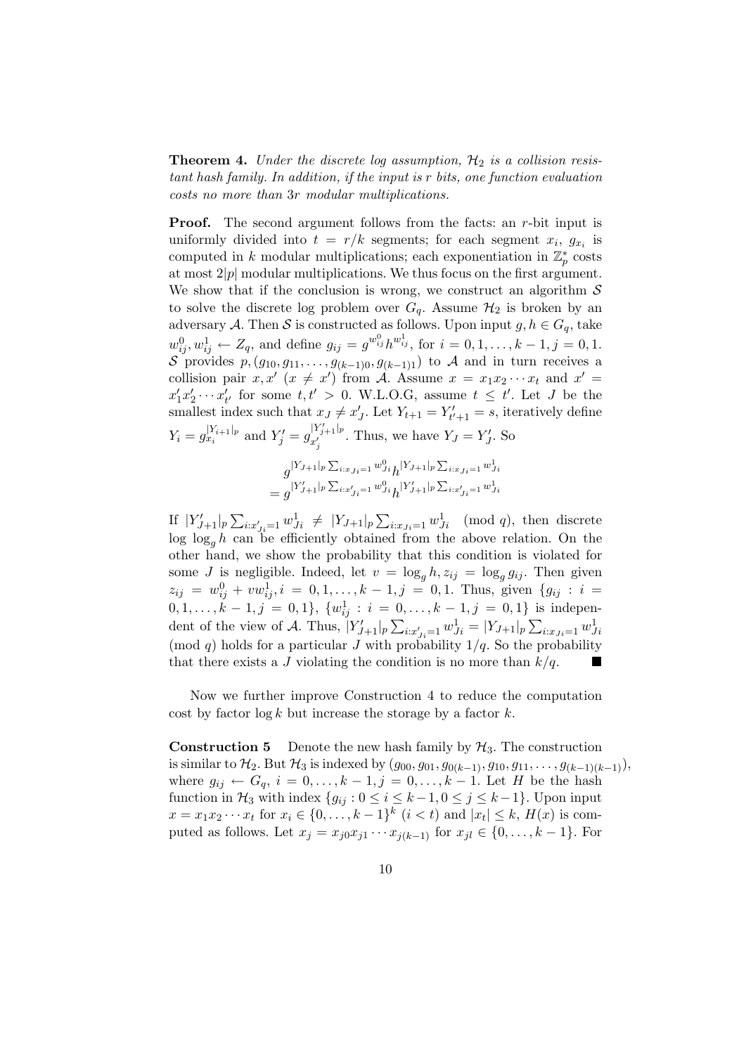**Theorem 4.** *Under the discrete log assumption, $\mathcal{H}_2$ is a collision resistant hash family. In addition, if the input is $r$ bits, one function evaluation costs no more than $3r$ modular multiplications.*

**Proof.** The second argument follows from the facts: an $r$-bit input is uniformly divided into $t = r/k$ segments; for each segment $x_i$, $g_{x_i}$ is computed in $k$ modular multiplications; each exponentiation in $\mathbb{Z}_p^*$ costs at most $2|p|$ modular multiplications. We thus focus on the first argument. We show that if the conclusion is wrong, we construct an algorithm $\mathcal{S}$ to solve the discrete log problem over $G_q$. Assume $\mathcal{H}_2$ is broken by an adversary $\mathcal{A}$. Then $\mathcal{S}$ is constructed as follows. Upon input $g, h \in G_q$, take $w_{ij}^0, w_{ij}^1 \leftarrow Z_q$, and define $g_{ij} = g^{w_{ij}^0} h^{w_{ij}^1}$, for $i = 0, 1, \ldots, k-1, j = 0, 1$. $\mathcal{S}$ provides $p, (g_{10}, g_{11}, \ldots, g_{(k-1)0}, g_{(k-1)1})$ to $\mathcal{A}$ and in turn receives a collision pair $x, x'$ ($x \neq x'$) from $\mathcal{A}$. Assume $x = x_1 x_2 \cdots x_t$ and $x' = x'_1 x'_2 \cdots x'_{t'}$ for some $t, t' > 0$. W.L.O.G, assume $t \leq t'$. Let $J$ be the smallest index such that $x_J \neq x'_J$. Let $Y_{t+1} = Y'_{t'+1} = s$, iteratively define $Y_i = g_{x_i}^{|Y_{i+1}|_p}$ and $Y'_j = g_{x'_j}^{|Y'_{j+1}|_p}$. Thus, we have $Y_J = Y'_J$. So

$$
\begin{aligned}
& g^{|Y_{J+1}|_p \sum_{i:x_{Ji}=1} w_{Ji}^0} h^{|Y_{J+1}|_p \sum_{i:x_{Ji}=1} w_{Ji}^1} \\
= & \; g^{|Y'_{J+1}|_p \sum_{i:x'_{Ji}=1} w_{Ji}^0} h^{|Y'_{J+1}|_p \sum_{i:x'_{Ji}=1} w_{Ji}^1}
\end{aligned}
$$

If $|Y'_{J+1}|_p \sum_{i:x'_{Ji}=1} w_{Ji}^1 \neq |Y_{J+1}|_p \sum_{i:x_{Ji}=1} w_{Ji}^1 \pmod q$, then discrete log $\log_g h$ can be efficiently obtained from the above relation. On the other hand, we show the probability that this condition is violated for some $J$ is negligible. Indeed, let $v = \log_g h, z_{ij} = \log_g g_{ij}$. Then given $z_{ij} = w_{ij}^0 + v w_{ij}^1, i = 0, 1, \ldots, k-1, j = 0, 1$. Thus, given $\{g_{ij} : i = 0, 1, \ldots, k-1, j = 0, 1\}$, $\{w_{ij}^1 : i = 0, \ldots, k-1, j = 0, 1\}$ is independent of the view of $\mathcal{A}$. Thus, $|Y'_{J+1}|_p \sum_{i:x'_{Ji}=1} w_{Ji}^1 = |Y_{J+1}|_p \sum_{i:x_{Ji}=1} w_{Ji}^1 \pmod q$ holds for a particular $J$ with probability $1/q$. So the probability that there exists a $J$ violating the condition is no more than $k/q$. ■

Now we further improve Construction 4 to reduce the computation cost by factor $\log k$ but increase the storage by a factor $k$.

**Construction 5** Denote the new hash family by $\mathcal{H}_3$. The construction is similar to $\mathcal{H}_2$. But $\mathcal{H}_3$ is indexed by $(g_{00}, g_{01}, g_{0(k-1)}, g_{10}, g_{11}, \ldots, g_{(k-1)(k-1)})$, where $g_{ij} \leftarrow G_q$, $i = 0, \ldots, k-1, j = 0, \ldots, k-1$. Let $H$ be the hash function in $\mathcal{H}_3$ with index $\{g_{ij} : 0 \leq i \leq k-1, 0 \leq j \leq k-1\}$. Upon input $x = x_1 x_2 \cdots x_t$ for $x_i \in \{0, \ldots, k-1\}^k$ ($i < t$) and $|x_t| \leq k$, $H(x)$ is computed as follows. Let $x_j = x_{j0} x_{j1} \cdots x_{j(k-1)}$ for $x_{jl} \in \{0, \ldots, k-1\}$. For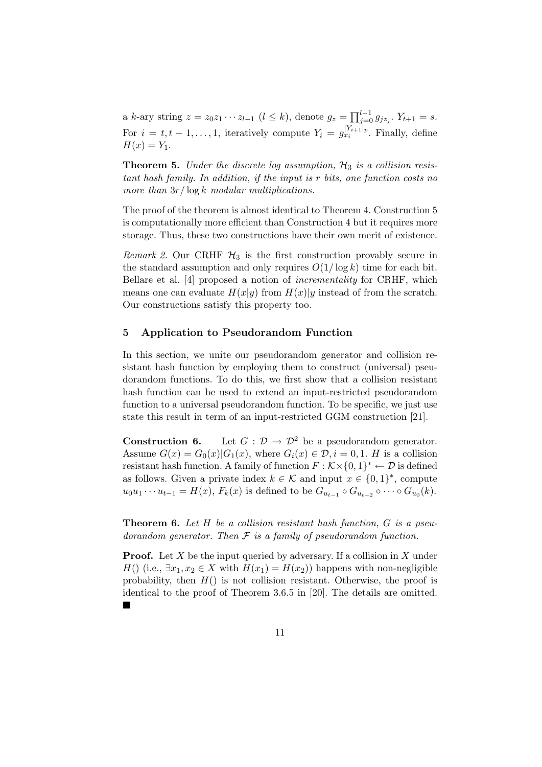a $k$-ary string $z = z_0 z_1 \cdots z_{l-1}$ ($l \leq k$), denote $g_z = \prod_{j=0}^{l-1} g_{jz_j}$. $Y_{t+1} = s$. For $i = t, t-1, \ldots, 1$, iteratively compute $Y_i = g_{x_i}^{|Y_{i+1}|_p}$. Finally, define $H(x) = Y_1$.

**Theorem 5.** *Under the discrete log assumption, $\mathcal{H}_3$ is a collision resistant hash family. In addition, if the input is $r$ bits, one function costs no more than $3r/\log k$ modular multiplications.*

The proof of the theorem is almost identical to Theorem 4. Construction 5 is computationally more efficient than Construction 4 but it requires more storage. Thus, these two constructions have their own merit of existence.

*Remark 2.* Our CRHF $\mathcal{H}_3$ is the first construction provably secure in the standard assumption and only requires $O(1/\log k)$ time for each bit. Bellare et al. [4] proposed a notion of *incrementality* for CRHF, which means one can evaluate $H(x|y)$ from $H(x)|y$ instead of from the scratch. Our constructions satisfy this property too.

## 5 Application to Pseudorandom Function

In this section, we unite our pseudorandom generator and collision resistant hash function by employing them to construct (universal) pseudorandom functions. To do this, we first show that a collision resistant hash function can be used to extend an input-restricted pseudorandom function to a universal pseudorandom function. To be specific, we just use state this result in term of an input-restricted GGM construction [21].

**Construction 6.** Let $G : \mathcal{D} \rightarrow \mathcal{D}^2$ be a pseudorandom generator. Assume $G(x) = G_0(x)|G_1(x)$, where $G_i(x) \in \mathcal{D}, i = 0, 1$. $H$ is a collision resistant hash function. A family of function $F : \mathcal{K} \times \{0,1\}^* \leftarrow \mathcal{D}$ is defined as follows. Given a private index $k \in \mathcal{K}$ and input $x \in \{0,1\}^*$, compute $u_0 u_1 \cdots u_{t-1} = H(x)$, $F_k(x)$ is defined to be $G_{u_{t-1}} \circ G_{u_{t-2}} \circ \cdots \circ G_{u_0}(k)$.

**Theorem 6.** *Let $H$ be a collision resistant hash function, $G$ is a pseudorandom generator. Then $\mathcal{F}$ is a family of pseudorandom function.*

**Proof.** Let $X$ be the input queried by adversary. If a collision in $X$ under $H()$ (i.e., $\exists x_1, x_2 \in X$ with $H(x_1) = H(x_2)$) happens with non-negligible probability, then $H()$ is not collision resistant. Otherwise, the proof is identical to the proof of Theorem 3.6.5 in [20]. The details are omitted. ■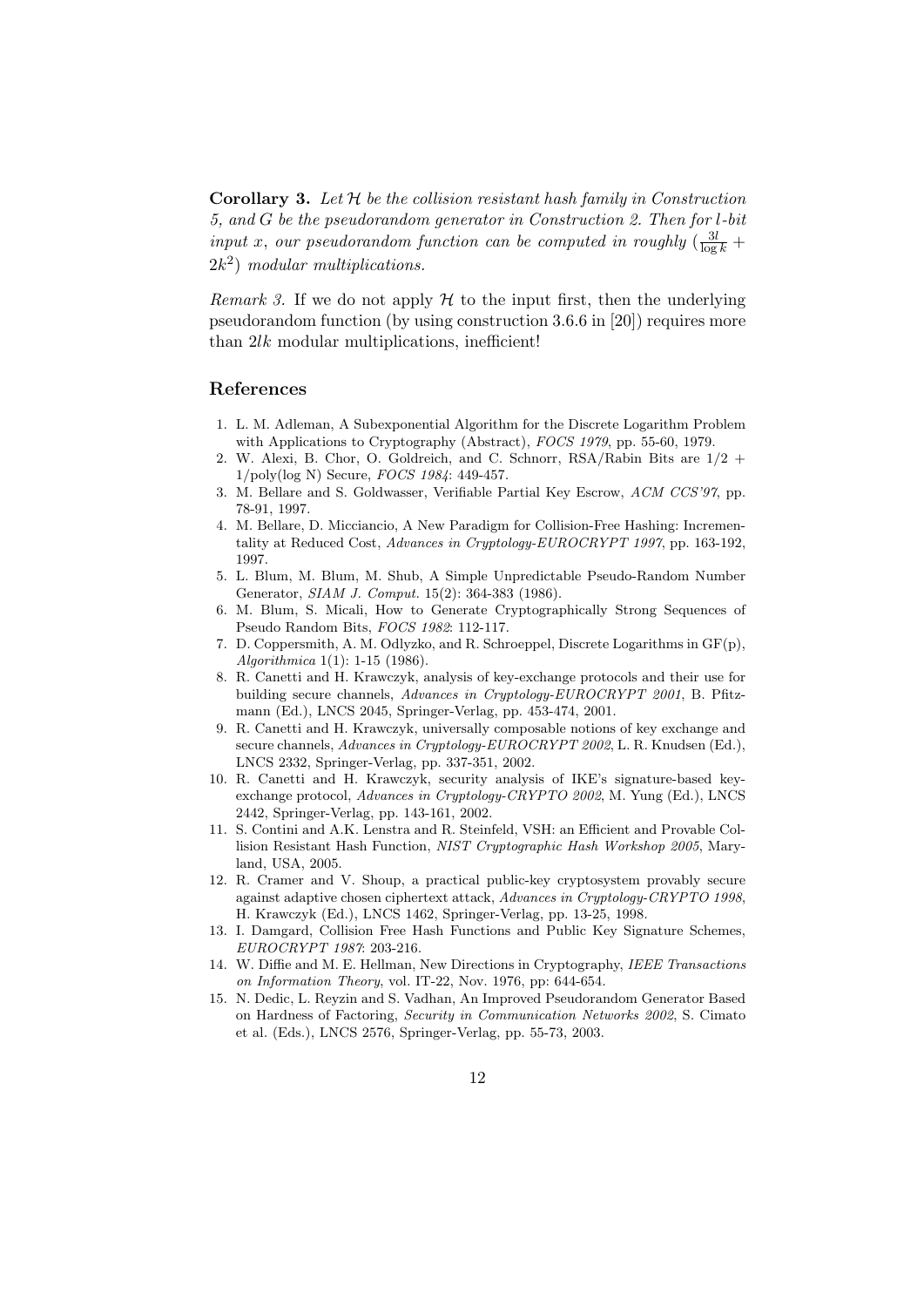**Corollary 3.** *Let $\mathcal{H}$ be the collision resistant hash family in Construction 5, and $G$ be the pseudorandom generator in Construction 2. Then for $l$-bit input $x$, our pseudorandom function can be computed in roughly $(\frac{3l}{\log k} + 2k^2)$ modular multiplications.*

*Remark 3.* If we do not apply $\mathcal{H}$ to the input first, then the underlying pseudorandom function (by using construction 3.6.6 in [20]) requires more than $2lk$ modular multiplications, inefficient!

## References

1. L. M. Adleman, A Subexponential Algorithm for the Discrete Logarithm Problem with Applications to Cryptography (Abstract), *FOCS 1979*, pp. 55-60, 1979.
2. W. Alexi, B. Chor, O. Goldreich, and C. Schnorr, RSA/Rabin Bits are 1/2 + 1/poly(log N) Secure, *FOCS 1984*: 449-457.
3. M. Bellare and S. Goldwasser, Verifiable Partial Key Escrow, *ACM CCS'97*, pp. 78-91, 1997.
4. M. Bellare, D. Micciancio, A New Paradigm for Collision-Free Hashing: Incrementality at Reduced Cost, *Advances in Cryptology-EUROCRYPT 1997*, pp. 163-192, 1997.
5. L. Blum, M. Blum, M. Shub, A Simple Unpredictable Pseudo-Random Number Generator, *SIAM J. Comput.* 15(2): 364-383 (1986).
6. M. Blum, S. Micali, How to Generate Cryptographically Strong Sequences of Pseudo Random Bits, *FOCS 1982*: 112-117.
7. D. Coppersmith, A. M. Odlyzko, and R. Schroeppel, Discrete Logarithms in GF(p), *Algorithmica* 1(1): 1-15 (1986).
8. R. Canetti and H. Krawczyk, analysis of key-exchange protocols and their use for building secure channels, *Advances in Cryptology-EUROCRYPT 2001*, B. Pfitzmann (Ed.), LNCS 2045, Springer-Verlag, pp. 453-474, 2001.
9. R. Canetti and H. Krawczyk, universally composable notions of key exchange and secure channels, *Advances in Cryptology-EUROCRYPT 2002*, L. R. Knudsen (Ed.), LNCS 2332, Springer-Verlag, pp. 337-351, 2002.
10. R. Canetti and H. Krawczyk, security analysis of IKE's signature-based key-exchange protocol, *Advances in Cryptology-CRYPTO 2002*, M. Yung (Ed.), LNCS 2442, Springer-Verlag, pp. 143-161, 2002.
11. S. Contini and A.K. Lenstra and R. Steinfeld, VSH: an Efficient and Provable Collision Resistant Hash Function, *NIST Cryptographic Hash Workshop 2005*, Maryland, USA, 2005.
12. R. Cramer and V. Shoup, a practical public-key cryptosystem provably secure against adaptive chosen ciphertext attack, *Advances in Cryptology-CRYPTO 1998*, H. Krawczyk (Ed.), LNCS 1462, Springer-Verlag, pp. 13-25, 1998.
13. I. Damgard, Collision Free Hash Functions and Public Key Signature Schemes, *EUROCRYPT 1987*: 203-216.
14. W. Diffie and M. E. Hellman, New Directions in Cryptography, *IEEE Transactions on Information Theory*, vol. IT-22, Nov. 1976, pp: 644-654.
15. N. Dedic, L. Reyzin and S. Vadhan, An Improved Pseudorandom Generator Based on Hardness of Factoring, *Security in Communication Networks 2002*, S. Cimato et al. (Eds.), LNCS 2576, Springer-Verlag, pp. 55-73, 2003.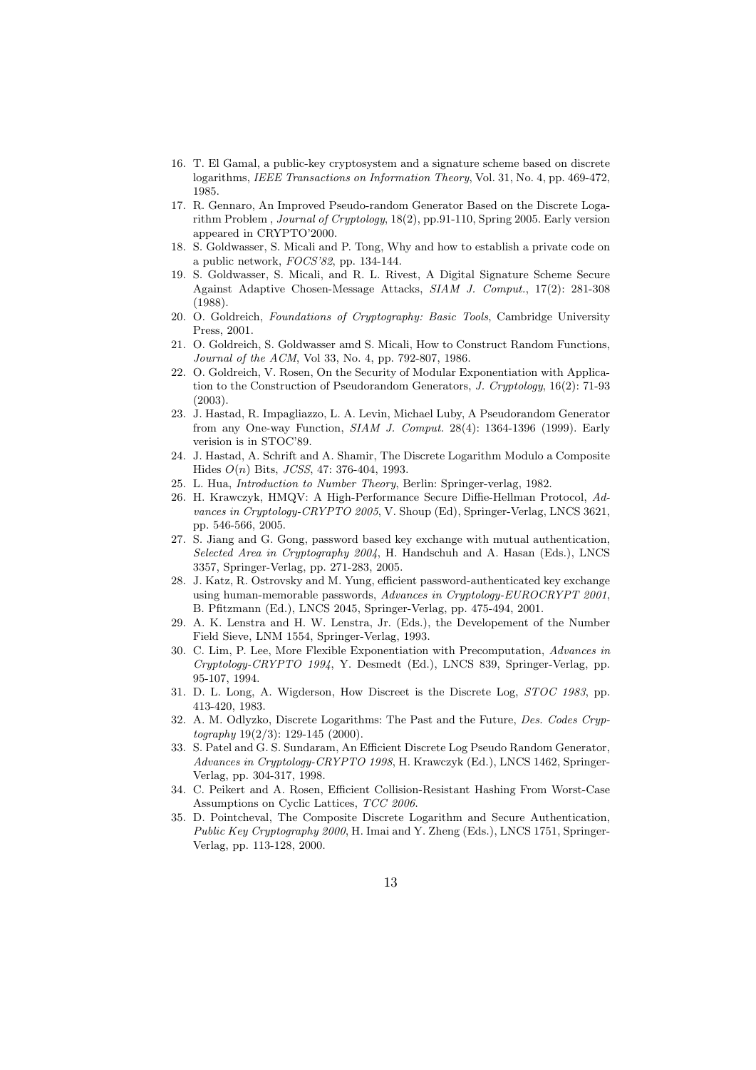16. T. El Gamal, a public-key cryptosystem and a signature scheme based on discrete logarithms, *IEEE Transactions on Information Theory*, Vol. 31, No. 4, pp. 469-472, 1985.
17. R. Gennaro, An Improved Pseudo-random Generator Based on the Discrete Logarithm Problem , *Journal of Cryptology*, 18(2), pp.91-110, Spring 2005. Early version appeared in CRYPTO'2000.
18. S. Goldwasser, S. Micali and P. Tong, Why and how to establish a private code on a public network, *FOCS'82*, pp. 134-144.
19. S. Goldwasser, S. Micali, and R. L. Rivest, A Digital Signature Scheme Secure Against Adaptive Chosen-Message Attacks, *SIAM J. Comput.*, 17(2): 281-308 (1988).
20. O. Goldreich, *Foundations of Cryptography: Basic Tools*, Cambridge University Press, 2001.
21. O. Goldreich, S. Goldwasser amd S. Micali, How to Construct Random Functions, *Journal of the ACM*, Vol 33, No. 4, pp. 792-807, 1986.
22. O. Goldreich, V. Rosen, On the Security of Modular Exponentiation with Application to the Construction of Pseudorandom Generators, *J. Cryptology*, 16(2): 71-93 (2003).
23. J. Hastad, R. Impagliazzo, L. A. Levin, Michael Luby, A Pseudorandom Generator from any One-way Function, *SIAM J. Comput.* 28(4): 1364-1396 (1999). Early verision is in STOC'89.
24. J. Hastad, A. Schrift and A. Shamir, The Discrete Logarithm Modulo a Composite Hides $O(n)$ Bits, *JCSS*, 47: 376-404, 1993.
25. L. Hua, *Introduction to Number Theory*, Berlin: Springer-verlag, 1982.
26. H. Krawczyk, HMQV: A High-Performance Secure Diffie-Hellman Protocol, *Advances in Cryptology-CRYPTO 2005*, V. Shoup (Ed), Springer-Verlag, LNCS 3621, pp. 546-566, 2005.
27. S. Jiang and G. Gong, password based key exchange with mutual authentication, *Selected Area in Cryptography 2004*, H. Handschuh and A. Hasan (Eds.), LNCS 3357, Springer-Verlag, pp. 271-283, 2005.
28. J. Katz, R. Ostrovsky and M. Yung, efficient password-authenticated key exchange using human-memorable passwords, *Advances in Cryptology-EUROCRYPT 2001*, B. Pfitzmann (Ed.), LNCS 2045, Springer-Verlag, pp. 475-494, 2001.
29. A. K. Lenstra and H. W. Lenstra, Jr. (Eds.), the Developement of the Number Field Sieve, LNM 1554, Springer-Verlag, 1993.
30. C. Lim, P. Lee, More Flexible Exponentiation with Precomputation, *Advances in Cryptology-CRYPTO 1994*, Y. Desmedt (Ed.), LNCS 839, Springer-Verlag, pp. 95-107, 1994.
31. D. L. Long, A. Wigderson, How Discreet is the Discrete Log, *STOC 1983*, pp. 413-420, 1983.
32. A. M. Odlyzko, Discrete Logarithms: The Past and the Future, *Des. Codes Cryptography* 19(2/3): 129-145 (2000).
33. S. Patel and G. S. Sundaram, An Efficient Discrete Log Pseudo Random Generator, *Advances in Cryptology-CRYPTO 1998*, H. Krawczyk (Ed.), LNCS 1462, Springer-Verlag, pp. 304-317, 1998.
34. C. Peikert and A. Rosen, Efficient Collision-Resistant Hashing From Worst-Case Assumptions on Cyclic Lattices, *TCC 2006*.
35. D. Pointcheval, The Composite Discrete Logarithm and Secure Authentication, *Public Key Cryptography 2000*, H. Imai and Y. Zheng (Eds.), LNCS 1751, Springer-Verlag, pp. 113-128, 2000.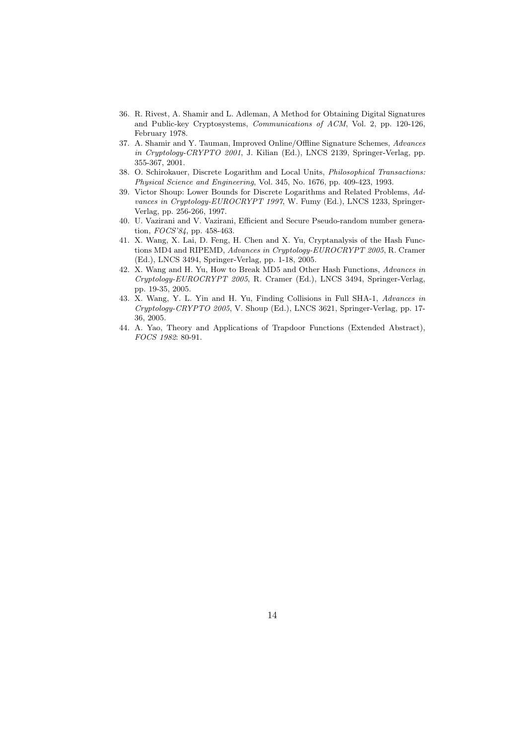36. R. Rivest, A. Shamir and L. Adleman, A Method for Obtaining Digital Signatures and Public-key Cryptosystems, *Communications of ACM*, Vol. 2, pp. 120-126, February 1978.
37. A. Shamir and Y. Tauman, Improved Online/Offline Signature Schemes, *Advances in Cryptology-CRYPTO 2001*, J. Kilian (Ed.), LNCS 2139, Springer-Verlag, pp. 355-367, 2001.
38. O. Schirokauer, Discrete Logarithm and Local Units, *Philosophical Transactions: Physical Science and Engineering*, Vol. 345, No. 1676, pp. 409-423, 1993.
39. Victor Shoup: Lower Bounds for Discrete Logarithms and Related Problems, *Advances in Cryptology-EUROCRYPT 1997*, W. Fumy (Ed.), LNCS 1233, Springer-Verlag, pp. 256-266, 1997.
40. U. Vazirani and V. Vazirani, Efficient and Secure Pseudo-random number generation, *FOCS'84*, pp. 458-463.
41. X. Wang, X. Lai, D. Feng, H. Chen and X. Yu, Cryptanalysis of the Hash Functions MD4 and RIPEMD, *Advances in Cryptology-EUROCRYPT 2005*, R. Cramer (Ed.), LNCS 3494, Springer-Verlag, pp. 1-18, 2005.
42. X. Wang and H. Yu, How to Break MD5 and Other Hash Functions, *Advances in Cryptology-EUROCRYPT 2005*, R. Cramer (Ed.), LNCS 3494, Springer-Verlag, pp. 19-35, 2005.
43. X. Wang, Y. L. Yin and H. Yu, Finding Collisions in Full SHA-1, *Advances in Cryptology-CRYPTO 2005*, V. Shoup (Ed.), LNCS 3621, Springer-Verlag, pp. 17-36, 2005.
44. A. Yao, Theory and Applications of Trapdoor Functions (Extended Abstract), *FOCS 1982*: 80-91.